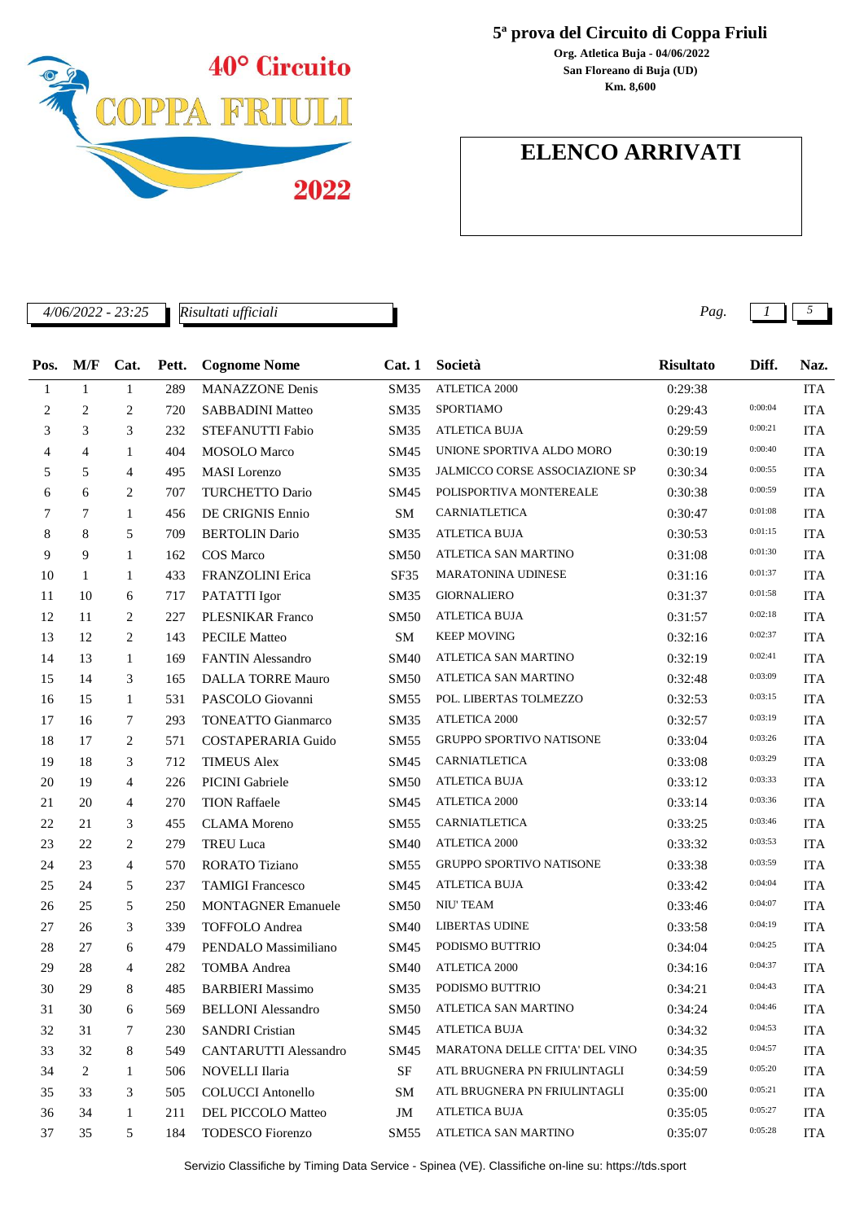40° Circuito COPPA FRIULI 2022

# 5ª prova del Circuito di Coppa Friuli

**Org. Atletica Buja - 04/06/2022**
**San Floreano di Buja (UD)**
**Km. 8,600**

## ELENCO ARRIVATI

*4/06/2022 - 23:25* *Risultati ufficiali*

| Pos. | M/F | Cat. | Pett. | Cognome Nome | Cat. 1 | Società | Risultato | Diff. | Naz. |
|---|---|---|---|---|---|---|---|---|---|
| 1 | 1 | 1 | 289 | MANAZZONE Denis | SM35 | ATLETICA 2000 | 0:29:38 | | ITA |
| 2 | 2 | 2 | 720 | SABBADINI Matteo | SM35 | SPORTIAMO | 0:29:43 | 0:00:04 | ITA |
| 3 | 3 | 3 | 232 | STEFANUTTI Fabio | SM35 | ATLETICA BUJA | 0:29:59 | 0:00:21 | ITA |
| 4 | 4 | 1 | 404 | MOSOLO Marco | SM45 | UNIONE SPORTIVA ALDO MORO | 0:30:19 | 0:00:40 | ITA |
| 5 | 5 | 4 | 495 | MASI Lorenzo | SM35 | JALMICCO CORSE ASSOCIAZIONE SP | 0:30:34 | 0:00:55 | ITA |
| 6 | 6 | 2 | 707 | TURCHETTO Dario | SM45 | POLISPORTIVA MONTEREALE | 0:30:38 | 0:00:59 | ITA |
| 7 | 7 | 1 | 456 | DE CRIGNIS Ennio | SM | CARNIATLETICA | 0:30:47 | 0:01:08 | ITA |
| 8 | 8 | 5 | 709 | BERTOLIN Dario | SM35 | ATLETICA BUJA | 0:30:53 | 0:01:15 | ITA |
| 9 | 9 | 1 | 162 | COS Marco | SM50 | ATLETICA SAN MARTINO | 0:31:08 | 0:01:30 | ITA |
| 10 | 1 | 1 | 433 | FRANZOLINI Erica | SF35 | MARATONINA UDINESE | 0:31:16 | 0:01:37 | ITA |
| 11 | 10 | 6 | 717 | PATATTI Igor | SM35 | GIORNALIERO | 0:31:37 | 0:01:58 | ITA |
| 12 | 11 | 2 | 227 | PLESNIKAR Franco | SM50 | ATLETICA BUJA | 0:31:57 | 0:02:18 | ITA |
| 13 | 12 | 2 | 143 | PECILE Matteo | SM | KEEP MOVING | 0:32:16 | 0:02:37 | ITA |
| 14 | 13 | 1 | 169 | FANTIN Alessandro | SM40 | ATLETICA SAN MARTINO | 0:32:19 | 0:02:41 | ITA |
| 15 | 14 | 3 | 165 | DALLA TORRE Mauro | SM50 | ATLETICA SAN MARTINO | 0:32:48 | 0:03:09 | ITA |
| 16 | 15 | 1 | 531 | PASCOLO Giovanni | SM55 | POL. LIBERTAS TOLMEZZO | 0:32:53 | 0:03:15 | ITA |
| 17 | 16 | 7 | 293 | TONEATTO Gianmarco | SM35 | ATLETICA 2000 | 0:32:57 | 0:03:19 | ITA |
| 18 | 17 | 2 | 571 | COSTAPERARIA Guido | SM55 | GRUPPO SPORTIVO NATISONE | 0:33:04 | 0:03:26 | ITA |
| 19 | 18 | 3 | 712 | TIMEUS Alex | SM45 | CARNIATLETICA | 0:33:08 | 0:03:29 | ITA |
| 20 | 19 | 4 | 226 | PICINI Gabriele | SM50 | ATLETICA BUJA | 0:33:12 | 0:03:33 | ITA |
| 21 | 20 | 4 | 270 | TION Raffaele | SM45 | ATLETICA 2000 | 0:33:14 | 0:03:36 | ITA |
| 22 | 21 | 3 | 455 | CLAMA Moreno | SM55 | CARNIATLETICA | 0:33:25 | 0:03:46 | ITA |
| 23 | 22 | 2 | 279 | TREU Luca | SM40 | ATLETICA 2000 | 0:33:32 | 0:03:53 | ITA |
| 24 | 23 | 4 | 570 | RORATO Tiziano | SM55 | GRUPPO SPORTIVO NATISONE | 0:33:38 | 0:03:59 | ITA |
| 25 | 24 | 5 | 237 | TAMIGI Francesco | SM45 | ATLETICA BUJA | 0:33:42 | 0:04:04 | ITA |
| 26 | 25 | 5 | 250 | MONTAGNER Emanuele | SM50 | NIU' TEAM | 0:33:46 | 0:04:07 | ITA |
| 27 | 26 | 3 | 339 | TOFFOLO Andrea | SM40 | LIBERTAS UDINE | 0:33:58 | 0:04:19 | ITA |
| 28 | 27 | 6 | 479 | PENDALO Massimiliano | SM45 | PODISMO BUTTRIO | 0:34:04 | 0:04:25 | ITA |
| 29 | 28 | 4 | 282 | TOMBA Andrea | SM40 | ATLETICA 2000 | 0:34:16 | 0:04:37 | ITA |
| 30 | 29 | 8 | 485 | BARBIERI Massimo | SM35 | PODISMO BUTTRIO | 0:34:21 | 0:04:43 | ITA |
| 31 | 30 | 6 | 569 | BELLONI Alessandro | SM50 | ATLETICA SAN MARTINO | 0:34:24 | 0:04:46 | ITA |
| 32 | 31 | 7 | 230 | SANDRI Cristian | SM45 | ATLETICA BUJA | 0:34:32 | 0:04:53 | ITA |
| 33 | 32 | 8 | 549 | CANTARUTTI Alessandro | SM45 | MARATONA DELLE CITTA' DEL VINO | 0:34:35 | 0:04:57 | ITA |
| 34 | 2 | 1 | 506 | NOVELLI Ilaria | SF | ATL BRUGNERA PN FRIULINTAGLI | 0:34:59 | 0:05:20 | ITA |
| 35 | 33 | 3 | 505 | COLUCCI Antonello | SM | ATL BRUGNERA PN FRIULINTAGLI | 0:35:00 | 0:05:21 | ITA |
| 36 | 34 | 1 | 211 | DEL PICCOLO Matteo | JM | ATLETICA BUJA | 0:35:05 | 0:05:27 | ITA |
| 37 | 35 | 5 | 184 | TODESCO Fiorenzo | SM55 | ATLETICA SAN MARTINO | 0:35:07 | 0:05:28 | ITA |

Servizio Classifiche by Timing Data Service - Spinea (VE). Classifiche on-line su: https://tds.sport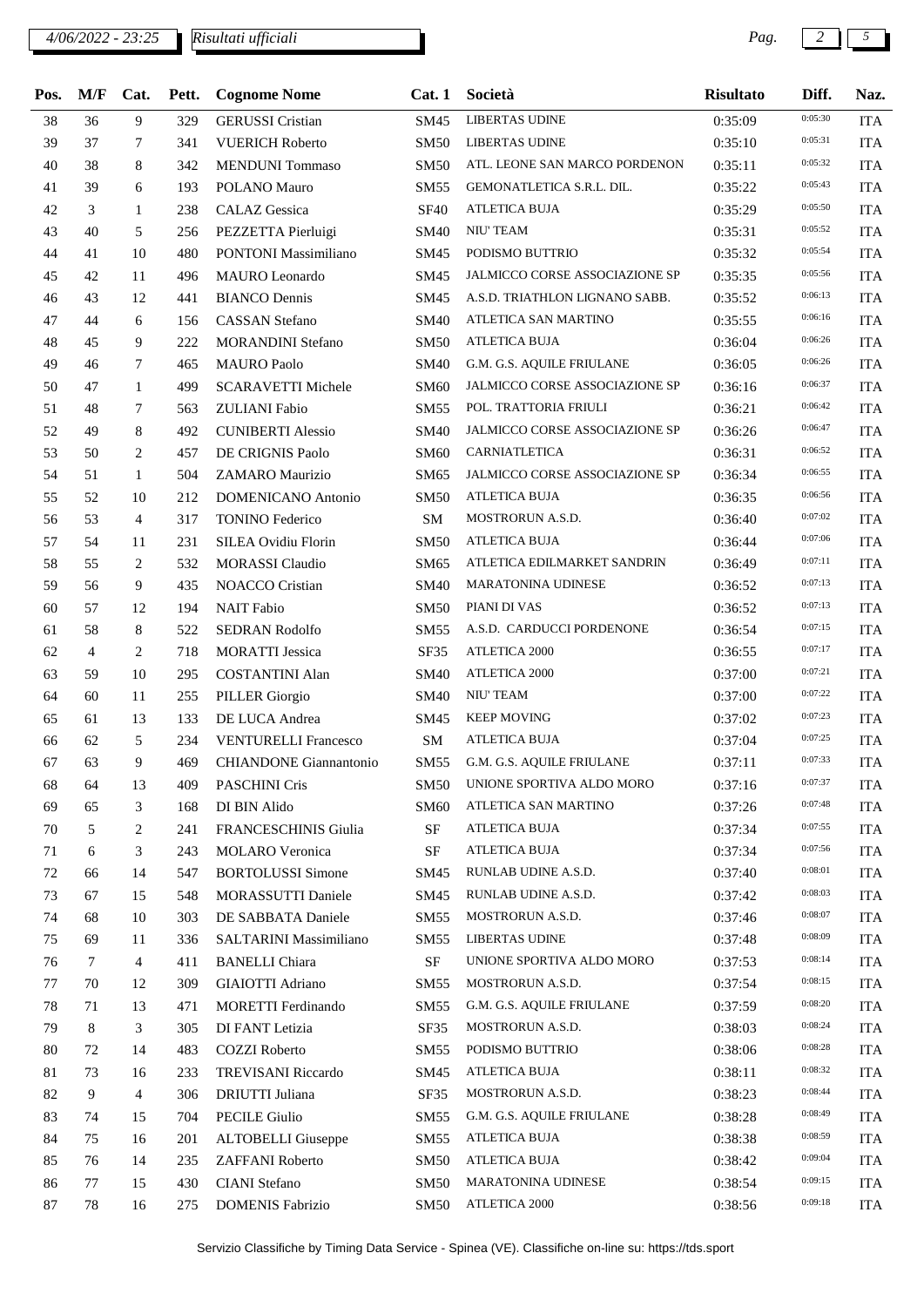| Pos. | M/F | Cat. | Pett. | Cognome Nome | Cat. 1 | Società | Risultato | Diff. | Naz. |
|---|---|---|---|---|---|---|---|---|---|
| 38 | 36 | 9 | 329 | GERUSSI Cristian | SM45 | LIBERTAS UDINE | 0:35:09 | 0:05:30 | ITA |
| 39 | 37 | 7 | 341 | VUERICH Roberto | SM50 | LIBERTAS UDINE | 0:35:10 | 0:05:31 | ITA |
| 40 | 38 | 8 | 342 | MENDUNI Tommaso | SM50 | ATL. LEONE SAN MARCO PORDENON | 0:35:11 | 0:05:32 | ITA |
| 41 | 39 | 6 | 193 | POLANO Mauro | SM55 | GEMONATLETICA S.R.L. DIL. | 0:35:22 | 0:05:43 | ITA |
| 42 | 3 | 1 | 238 | CALAZ Gessica | SF40 | ATLETICA BUJA | 0:35:29 | 0:05:50 | ITA |
| 43 | 40 | 5 | 256 | PEZZETTA Pierluigi | SM40 | NIU' TEAM | 0:35:31 | 0:05:52 | ITA |
| 44 | 41 | 10 | 480 | PONTONI Massimiliano | SM45 | PODISMO BUTTRIO | 0:35:32 | 0:05:54 | ITA |
| 45 | 42 | 11 | 496 | MAURO Leonardo | SM45 | JALMICCO CORSE ASSOCIAZIONE SP | 0:35:35 | 0:05:56 | ITA |
| 46 | 43 | 12 | 441 | BIANCO Dennis | SM45 | A.S.D. TRIATHLON LIGNANO SABB. | 0:35:52 | 0:06:13 | ITA |
| 47 | 44 | 6 | 156 | CASSAN Stefano | SM40 | ATLETICA SAN MARTINO | 0:35:55 | 0:06:16 | ITA |
| 48 | 45 | 9 | 222 | MORANDINI Stefano | SM50 | ATLETICA BUJA | 0:36:04 | 0:06:26 | ITA |
| 49 | 46 | 7 | 465 | MAURO Paolo | SM40 | G.M. G.S. AQUILE FRIULANE | 0:36:05 | 0:06:26 | ITA |
| 50 | 47 | 1 | 499 | SCARAVETTI Michele | SM60 | JALMICCO CORSE ASSOCIAZIONE SP | 0:36:16 | 0:06:37 | ITA |
| 51 | 48 | 7 | 563 | ZULIANI Fabio | SM55 | POL. TRATTORIA FRIULI | 0:36:21 | 0:06:42 | ITA |
| 52 | 49 | 8 | 492 | CUNIBERTI Alessio | SM40 | JALMICCO CORSE ASSOCIAZIONE SP | 0:36:26 | 0:06:47 | ITA |
| 53 | 50 | 2 | 457 | DE CRIGNIS Paolo | SM60 | CARNIATLETICA | 0:36:31 | 0:06:52 | ITA |
| 54 | 51 | 1 | 504 | ZAMARO Maurizio | SM65 | JALMICCO CORSE ASSOCIAZIONE SP | 0:36:34 | 0:06:55 | ITA |
| 55 | 52 | 10 | 212 | DOMENICANO Antonio | SM50 | ATLETICA BUJA | 0:36:35 | 0:06:56 | ITA |
| 56 | 53 | 4 | 317 | TONINO Federico | SM | MOSTRORUN A.S.D. | 0:36:40 | 0:07:02 | ITA |
| 57 | 54 | 11 | 231 | SILEA Ovidiu Florin | SM50 | ATLETICA BUJA | 0:36:44 | 0:07:06 | ITA |
| 58 | 55 | 2 | 532 | MORASSI Claudio | SM65 | ATLETICA EDILMARKET SANDRIN | 0:36:49 | 0:07:11 | ITA |
| 59 | 56 | 9 | 435 | NOACCO Cristian | SM40 | MARATONINA UDINESE | 0:36:52 | 0:07:13 | ITA |
| 60 | 57 | 12 | 194 | NAIT Fabio | SM50 | PIANI DI VAS | 0:36:52 | 0:07:13 | ITA |
| 61 | 58 | 8 | 522 | SEDRAN Rodolfo | SM55 | A.S.D. CARDUCCI PORDENONE | 0:36:54 | 0:07:15 | ITA |
| 62 | 4 | 2 | 718 | MORATTI Jessica | SF35 | ATLETICA 2000 | 0:36:55 | 0:07:17 | ITA |
| 63 | 59 | 10 | 295 | COSTANTINI Alan | SM40 | ATLETICA 2000 | 0:37:00 | 0:07:21 | ITA |
| 64 | 60 | 11 | 255 | PILLER Giorgio | SM40 | NIU' TEAM | 0:37:00 | 0:07:22 | ITA |
| 65 | 61 | 13 | 133 | DE LUCA Andrea | SM45 | KEEP MOVING | 0:37:02 | 0:07:23 | ITA |
| 66 | 62 | 5 | 234 | VENTURELLI Francesco | SM | ATLETICA BUJA | 0:37:04 | 0:07:25 | ITA |
| 67 | 63 | 9 | 469 | CHIANDONE Giannantonio | SM55 | G.M. G.S. AQUILE FRIULANE | 0:37:11 | 0:07:33 | ITA |
| 68 | 64 | 13 | 409 | PASCHINI Cris | SM50 | UNIONE SPORTIVA ALDO MORO | 0:37:16 | 0:07:37 | ITA |
| 69 | 65 | 3 | 168 | DI BIN Alido | SM60 | ATLETICA SAN MARTINO | 0:37:26 | 0:07:48 | ITA |
| 70 | 5 | 2 | 241 | FRANCESCHINIS Giulia | SF | ATLETICA BUJA | 0:37:34 | 0:07:55 | ITA |
| 71 | 6 | 3 | 243 | MOLARO Veronica | SF | ATLETICA BUJA | 0:37:34 | 0:07:56 | ITA |
| 72 | 66 | 14 | 547 | BORTOLUSSI Simone | SM45 | RUNLAB UDINE A.S.D. | 0:37:40 | 0:08:01 | ITA |
| 73 | 67 | 15 | 548 | MORASSUTTI Daniele | SM45 | RUNLAB UDINE A.S.D. | 0:37:42 | 0:08:03 | ITA |
| 74 | 68 | 10 | 303 | DE SABBATA Daniele | SM55 | MOSTRORUN A.S.D. | 0:37:46 | 0:08:07 | ITA |
| 75 | 69 | 11 | 336 | SALTARINI Massimiliano | SM55 | LIBERTAS UDINE | 0:37:48 | 0:08:09 | ITA |
| 76 | 7 | 4 | 411 | BANELLI Chiara | SF | UNIONE SPORTIVA ALDO MORO | 0:37:53 | 0:08:14 | ITA |
| 77 | 70 | 12 | 309 | GIAIOTTI Adriano | SM55 | MOSTRORUN A.S.D. | 0:37:54 | 0:08:15 | ITA |
| 78 | 71 | 13 | 471 | MORETTI Ferdinando | SM55 | G.M. G.S. AQUILE FRIULANE | 0:37:59 | 0:08:20 | ITA |
| 79 | 8 | 3 | 305 | DI FANT Letizia | SF35 | MOSTRORUN A.S.D. | 0:38:03 | 0:08:24 | ITA |
| 80 | 72 | 14 | 483 | COZZI Roberto | SM55 | PODISMO BUTTRIO | 0:38:06 | 0:08:28 | ITA |
| 81 | 73 | 16 | 233 | TREVISANI Riccardo | SM45 | ATLETICA BUJA | 0:38:11 | 0:08:32 | ITA |
| 82 | 9 | 4 | 306 | DRIUTTI Juliana | SF35 | MOSTRORUN A.S.D. | 0:38:23 | 0:08:44 | ITA |
| 83 | 74 | 15 | 704 | PECILE Giulio | SM55 | G.M. G.S. AQUILE FRIULANE | 0:38:28 | 0:08:49 | ITA |
| 84 | 75 | 16 | 201 | ALTOBELLI Giuseppe | SM55 | ATLETICA BUJA | 0:38:38 | 0:08:59 | ITA |
| 85 | 76 | 14 | 235 | ZAFFANI Roberto | SM50 | ATLETICA BUJA | 0:38:42 | 0:09:04 | ITA |
| 86 | 77 | 15 | 430 | CIANI Stefano | SM50 | MARATONINA UDINESE | 0:38:54 | 0:09:15 | ITA |
| 87 | 78 | 16 | 275 | DOMENIS Fabrizio | SM50 | ATLETICA 2000 | 0:38:56 | 0:09:18 | ITA |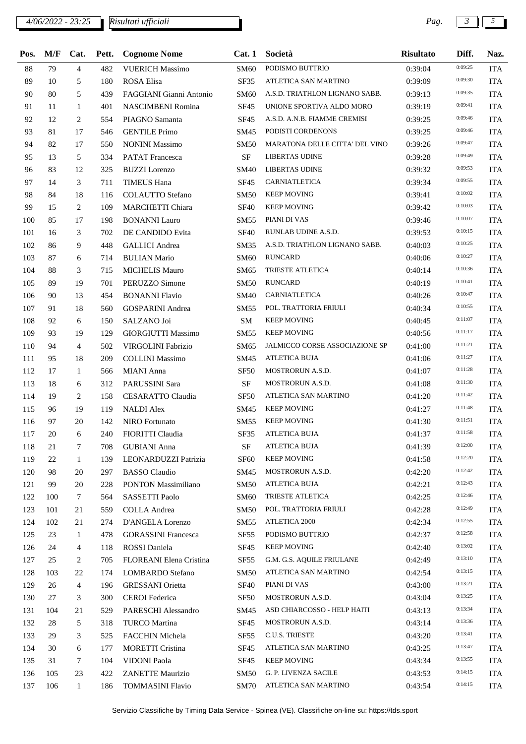| Pos. | M/F | Cat. | Pett. | Cognome Nome | Cat. 1 | Società | Risultato | Diff. | Naz. |
|---|---|---|---|---|---|---|---|---|---|
| 88 | 79 | 4 | 482 | VUERICH Massimo | SM60 | PODISMO BUTTRIO | 0:39:04 | 0:09:25 | ITA |
| 89 | 10 | 5 | 180 | ROSA Elisa | SF35 | ATLETICA SAN MARTINO | 0:39:09 | 0:09:30 | ITA |
| 90 | 80 | 5 | 439 | FAGGIANI Gianni Antonio | SM60 | A.S.D. TRIATHLON LIGNANO SABB. | 0:39:13 | 0:09:35 | ITA |
| 91 | 11 | 1 | 401 | NASCIMBENI Romina | SF45 | UNIONE SPORTIVA ALDO MORO | 0:39:19 | 0:09:41 | ITA |
| 92 | 12 | 2 | 554 | PIAGNO Samanta | SF45 | A.S.D. A.N.B. FIAMME CREMISI | 0:39:25 | 0:09:46 | ITA |
| 93 | 81 | 17 | 546 | GENTILE Primo | SM45 | PODISTI CORDENONS | 0:39:25 | 0:09:46 | ITA |
| 94 | 82 | 17 | 550 | NONINI Massimo | SM50 | MARATONA DELLE CITTA' DEL VINO | 0:39:26 | 0:09:47 | ITA |
| 95 | 13 | 5 | 334 | PATAT Francesca | SF | LIBERTAS UDINE | 0:39:28 | 0:09:49 | ITA |
| 96 | 83 | 12 | 325 | BUZZI Lorenzo | SM40 | LIBERTAS UDINE | 0:39:32 | 0:09:53 | ITA |
| 97 | 14 | 3 | 711 | TIMEUS Hana | SF45 | CARNIATLETICA | 0:39:34 | 0:09:55 | ITA |
| 98 | 84 | 18 | 116 | COLAUTTO Stefano | SM50 | KEEP MOVING | 0:39:41 | 0:10:02 | ITA |
| 99 | 15 | 2 | 109 | MARCHETTI Chiara | SF40 | KEEP MOVING | 0:39:42 | 0:10:03 | ITA |
| 100 | 85 | 17 | 198 | BONANNI Lauro | SM55 | PIANI DI VAS | 0:39:46 | 0:10:07 | ITA |
| 101 | 16 | 3 | 702 | DE CANDIDO Evita | SF40 | RUNLAB UDINE A.S.D. | 0:39:53 | 0:10:15 | ITA |
| 102 | 86 | 9 | 448 | GALLICI Andrea | SM35 | A.S.D. TRIATHLON LIGNANO SABB. | 0:40:03 | 0:10:25 | ITA |
| 103 | 87 | 6 | 714 | BULIAN Mario | SM60 | RUNCARD | 0:40:06 | 0:10:27 | ITA |
| 104 | 88 | 3 | 715 | MICHELIS Mauro | SM65 | TRIESTE ATLETICA | 0:40:14 | 0:10:36 | ITA |
| 105 | 89 | 19 | 701 | PERUZZO Simone | SM50 | RUNCARD | 0:40:19 | 0:10:41 | ITA |
| 106 | 90 | 13 | 454 | BONANNI Flavio | SM40 | CARNIATLETICA | 0:40:26 | 0:10:47 | ITA |
| 107 | 91 | 18 | 560 | GOSPARINI Andrea | SM55 | POL. TRATTORIA FRIULI | 0:40:34 | 0:10:55 | ITA |
| 108 | 92 | 6 | 150 | SALZANO Joi | SM | KEEP MOVING | 0:40:45 | 0:11:07 | ITA |
| 109 | 93 | 19 | 129 | GIORGIUTTI Massimo | SM55 | KEEP MOVING | 0:40:56 | 0:11:17 | ITA |
| 110 | 94 | 4 | 502 | VIRGOLINI Fabrizio | SM65 | JALMICCO CORSE ASSOCIAZIONE SP | 0:41:00 | 0:11:21 | ITA |
| 111 | 95 | 18 | 209 | COLLINI Massimo | SM45 | ATLETICA BUJA | 0:41:06 | 0:11:27 | ITA |
| 112 | 17 | 1 | 566 | MIANI Anna | SF50 | MOSTRORUN A.S.D. | 0:41:07 | 0:11:28 | ITA |
| 113 | 18 | 6 | 312 | PARUSSINI Sara | SF | MOSTRORUN A.S.D. | 0:41:08 | 0:11:30 | ITA |
| 114 | 19 | 2 | 158 | CESARATTO Claudia | SF50 | ATLETICA SAN MARTINO | 0:41:20 | 0:11:42 | ITA |
| 115 | 96 | 19 | 119 | NALDI Alex | SM45 | KEEP MOVING | 0:41:27 | 0:11:48 | ITA |
| 116 | 97 | 20 | 142 | NIRO Fortunato | SM55 | KEEP MOVING | 0:41:30 | 0:11:51 | ITA |
| 117 | 20 | 6 | 240 | FIORITTI Claudia | SF35 | ATLETICA BUJA | 0:41:37 | 0:11:58 | ITA |
| 118 | 21 | 7 | 708 | GUBIANI Anna | SF | ATLETICA BUJA | 0:41:39 | 0:12:00 | ITA |
| 119 | 22 | 1 | 139 | LEONARDUZZI Patrizia | SF60 | KEEP MOVING | 0:41:58 | 0:12:20 | ITA |
| 120 | 98 | 20 | 297 | BASSO Claudio | SM45 | MOSTRORUN A.S.D. | 0:42:20 | 0:12:42 | ITA |
| 121 | 99 | 20 | 228 | PONTON Massimiliano | SM50 | ATLETICA BUJA | 0:42:21 | 0:12:43 | ITA |
| 122 | 100 | 7 | 564 | SASSETTI Paolo | SM60 | TRIESTE ATLETICA | 0:42:25 | 0:12:46 | ITA |
| 123 | 101 | 21 | 559 | COLLA Andrea | SM50 | POL. TRATTORIA FRIULI | 0:42:28 | 0:12:49 | ITA |
| 124 | 102 | 21 | 274 | D'ANGELA Lorenzo | SM55 | ATLETICA 2000 | 0:42:34 | 0:12:55 | ITA |
| 125 | 23 | 1 | 478 | GORASSINI Francesca | SF55 | PODISMO BUTTRIO | 0:42:37 | 0:12:58 | ITA |
| 126 | 24 | 4 | 118 | ROSSI Daniela | SF45 | KEEP MOVING | 0:42:40 | 0:13:02 | ITA |
| 127 | 25 | 2 | 705 | FLOREANI Elena Cristina | SF55 | G.M. G.S. AQUILE FRIULANE | 0:42:49 | 0:13:10 | ITA |
| 128 | 103 | 22 | 174 | LOMBARDO Stefano | SM50 | ATLETICA SAN MARTINO | 0:42:54 | 0:13:15 | ITA |
| 129 | 26 | 4 | 196 | GRESSANI Orietta | SF40 | PIANI DI VAS | 0:43:00 | 0:13:21 | ITA |
| 130 | 27 | 3 | 300 | CEROI Federica | SF50 | MOSTRORUN A.S.D. | 0:43:04 | 0:13:25 | ITA |
| 131 | 104 | 21 | 529 | PARESCHI Alessandro | SM45 | ASD CHIARCOSSO - HELP HAITI | 0:43:13 | 0:13:34 | ITA |
| 132 | 28 | 5 | 318 | TURCO Martina | SF45 | MOSTRORUN A.S.D. | 0:43:14 | 0:13:36 | ITA |
| 133 | 29 | 3 | 525 | FACCHIN Michela | SF55 | C.U.S. TRIESTE | 0:43:20 | 0:13:41 | ITA |
| 134 | 30 | 6 | 177 | MORETTI Cristina | SF45 | ATLETICA SAN MARTINO | 0:43:25 | 0:13:47 | ITA |
| 135 | 31 | 7 | 104 | VIDONI Paola | SF45 | KEEP MOVING | 0:43:34 | 0:13:55 | ITA |
| 136 | 105 | 23 | 422 | ZANETTE Maurizio | SM50 | G. P. LIVENZA SACILE | 0:43:53 | 0:14:15 | ITA |
| 137 | 106 | 1 | 186 | TOMMASINI Flavio | SM70 | ATLETICA SAN MARTINO | 0:43:54 | 0:14:15 | ITA |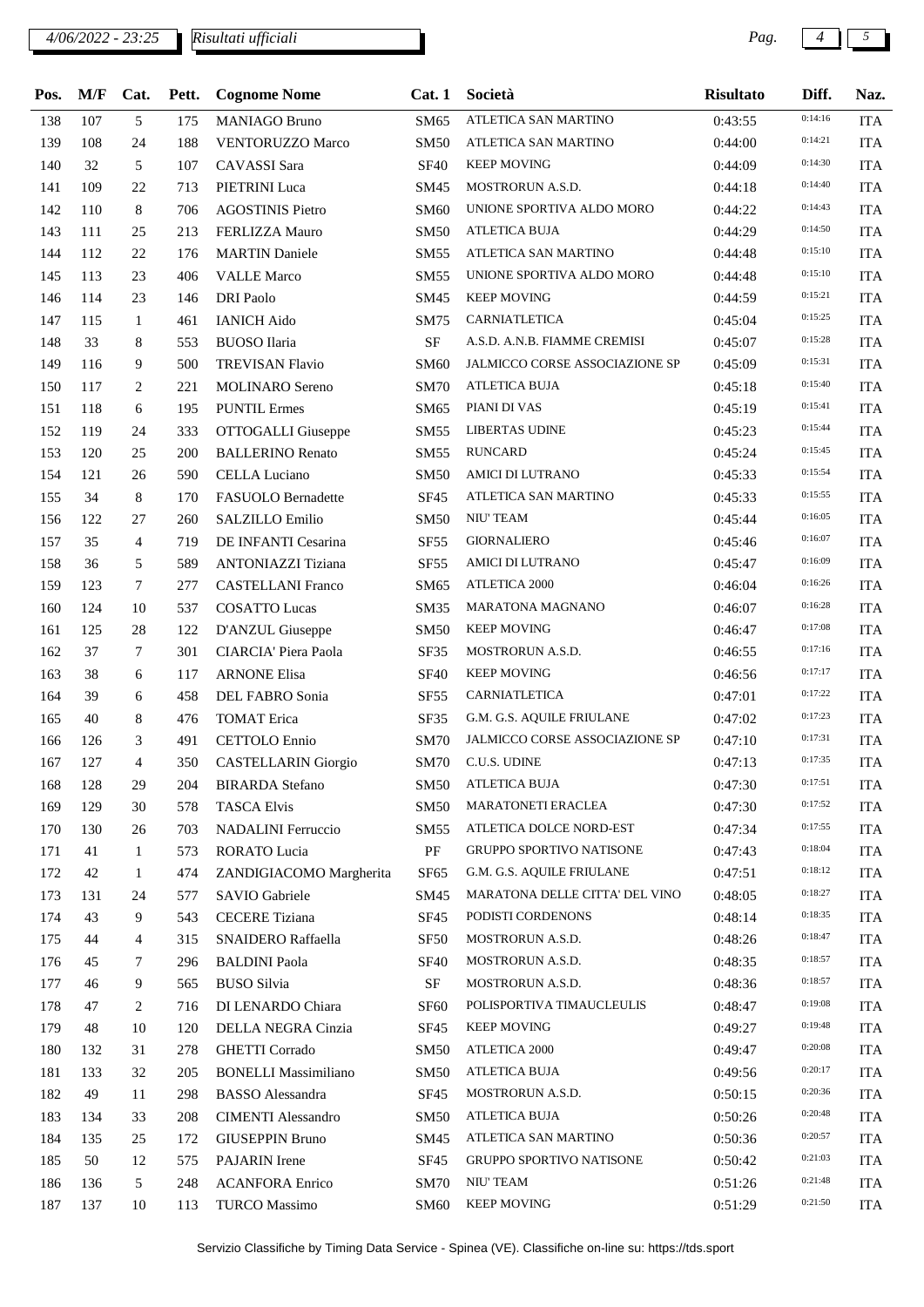| Pos. | M/F | Cat. | Pett. | Cognome Nome | Cat. 1 | Società | Risultato | Diff. | Naz. |
|---|---|---|---|---|---|---|---|---|---|
| 138 | 107 | 5 | 175 | MANIAGO Bruno | SM65 | ATLETICA SAN MARTINO | 0:43:55 | 0:14:16 | ITA |
| 139 | 108 | 24 | 188 | VENTORUZZO Marco | SM50 | ATLETICA SAN MARTINO | 0:44:00 | 0:14:21 | ITA |
| 140 | 32 | 5 | 107 | CAVASSI Sara | SF40 | KEEP MOVING | 0:44:09 | 0:14:30 | ITA |
| 141 | 109 | 22 | 713 | PIETRINI Luca | SM45 | MOSTRORUN A.S.D. | 0:44:18 | 0:14:40 | ITA |
| 142 | 110 | 8 | 706 | AGOSTINIS Pietro | SM60 | UNIONE SPORTIVA ALDO MORO | 0:44:22 | 0:14:43 | ITA |
| 143 | 111 | 25 | 213 | FERLIZZA Mauro | SM50 | ATLETICA BUJA | 0:44:29 | 0:14:50 | ITA |
| 144 | 112 | 22 | 176 | MARTIN Daniele | SM55 | ATLETICA SAN MARTINO | 0:44:48 | 0:15:10 | ITA |
| 145 | 113 | 23 | 406 | VALLE Marco | SM55 | UNIONE SPORTIVA ALDO MORO | 0:44:48 | 0:15:10 | ITA |
| 146 | 114 | 23 | 146 | DRI Paolo | SM45 | KEEP MOVING | 0:44:59 | 0:15:21 | ITA |
| 147 | 115 | 1 | 461 | IANICH Aido | SM75 | CARNIATLETICA | 0:45:04 | 0:15:25 | ITA |
| 148 | 33 | 8 | 553 | BUOSO Ilaria | SF | A.S.D. A.N.B. FIAMME CREMISI | 0:45:07 | 0:15:28 | ITA |
| 149 | 116 | 9 | 500 | TREVISAN Flavio | SM60 | JALMICCO CORSE ASSOCIAZIONE SP | 0:45:09 | 0:15:31 | ITA |
| 150 | 117 | 2 | 221 | MOLINARO Sereno | SM70 | ATLETICA BUJA | 0:45:18 | 0:15:40 | ITA |
| 151 | 118 | 6 | 195 | PUNTIL Ermes | SM65 | PIANI DI VAS | 0:45:19 | 0:15:41 | ITA |
| 152 | 119 | 24 | 333 | OTTOGALLI Giuseppe | SM55 | LIBERTAS UDINE | 0:45:23 | 0:15:44 | ITA |
| 153 | 120 | 25 | 200 | BALLERINO Renato | SM55 | RUNCARD | 0:45:24 | 0:15:45 | ITA |
| 154 | 121 | 26 | 590 | CELLA Luciano | SM50 | AMICI DI LUTRANO | 0:45:33 | 0:15:54 | ITA |
| 155 | 34 | 8 | 170 | FASUOLO Bernadette | SF45 | ATLETICA SAN MARTINO | 0:45:33 | 0:15:55 | ITA |
| 156 | 122 | 27 | 260 | SALZILLO Emilio | SM50 | NIU' TEAM | 0:45:44 | 0:16:05 | ITA |
| 157 | 35 | 4 | 719 | DE INFANTI Cesarina | SF55 | GIORNALIERO | 0:45:46 | 0:16:07 | ITA |
| 158 | 36 | 5 | 589 | ANTONIAZZI Tiziana | SF55 | AMICI DI LUTRANO | 0:45:47 | 0:16:09 | ITA |
| 159 | 123 | 7 | 277 | CASTELLANI Franco | SM65 | ATLETICA 2000 | 0:46:04 | 0:16:26 | ITA |
| 160 | 124 | 10 | 537 | COSATTO Lucas | SM35 | MARATONA MAGNANO | 0:46:07 | 0:16:28 | ITA |
| 161 | 125 | 28 | 122 | D'ANZUL Giuseppe | SM50 | KEEP MOVING | 0:46:47 | 0:17:08 | ITA |
| 162 | 37 | 7 | 301 | CIARCIA' Piera Paola | SF35 | MOSTRORUN A.S.D. | 0:46:55 | 0:17:16 | ITA |
| 163 | 38 | 6 | 117 | ARNONE Elisa | SF40 | KEEP MOVING | 0:46:56 | 0:17:17 | ITA |
| 164 | 39 | 6 | 458 | DEL FABRO Sonia | SF55 | CARNIATLETICA | 0:47:01 | 0:17:22 | ITA |
| 165 | 40 | 8 | 476 | TOMAT Erica | SF35 | G.M. G.S. AQUILE FRIULANE | 0:47:02 | 0:17:23 | ITA |
| 166 | 126 | 3 | 491 | CETTOLO Ennio | SM70 | JALMICCO CORSE ASSOCIAZIONE SP | 0:47:10 | 0:17:31 | ITA |
| 167 | 127 | 4 | 350 | CASTELLARIN Giorgio | SM70 | C.U.S. UDINE | 0:47:13 | 0:17:35 | ITA |
| 168 | 128 | 29 | 204 | BIRARDA Stefano | SM50 | ATLETICA BUJA | 0:47:30 | 0:17:51 | ITA |
| 169 | 129 | 30 | 578 | TASCA Elvis | SM50 | MARATONETI ERACLEA | 0:47:30 | 0:17:52 | ITA |
| 170 | 130 | 26 | 703 | NADALINI Ferruccio | SM55 | ATLETICA DOLCE NORD-EST | 0:47:34 | 0:17:55 | ITA |
| 171 | 41 | 1 | 573 | RORATO Lucia | PF | GRUPPO SPORTIVO NATISONE | 0:47:43 | 0:18:04 | ITA |
| 172 | 42 | 1 | 474 | ZANDIGIACOMO Margherita | SF65 | G.M. G.S. AQUILE FRIULANE | 0:47:51 | 0:18:12 | ITA |
| 173 | 131 | 24 | 577 | SAVIO Gabriele | SM45 | MARATONA DELLE CITTA' DEL VINO | 0:48:05 | 0:18:27 | ITA |
| 174 | 43 | 9 | 543 | CECERE Tiziana | SF45 | PODISTI CORDENONS | 0:48:14 | 0:18:35 | ITA |
| 175 | 44 | 4 | 315 | SNAIDERO Raffaella | SF50 | MOSTRORUN A.S.D. | 0:48:26 | 0:18:47 | ITA |
| 176 | 45 | 7 | 296 | BALDINI Paola | SF40 | MOSTRORUN A.S.D. | 0:48:35 | 0:18:57 | ITA |
| 177 | 46 | 9 | 565 | BUSO Silvia | SF | MOSTRORUN A.S.D. | 0:48:36 | 0:18:57 | ITA |
| 178 | 47 | 2 | 716 | DI LENARDO Chiara | SF60 | POLISPORTIVA TIMAUCLEULIS | 0:48:47 | 0:19:08 | ITA |
| 179 | 48 | 10 | 120 | DELLA NEGRA Cinzia | SF45 | KEEP MOVING | 0:49:27 | 0:19:48 | ITA |
| 180 | 132 | 31 | 278 | GHETTI Corrado | SM50 | ATLETICA 2000 | 0:49:47 | 0:20:08 | ITA |
| 181 | 133 | 32 | 205 | BONELLI Massimiliano | SM50 | ATLETICA BUJA | 0:49:56 | 0:20:17 | ITA |
| 182 | 49 | 11 | 298 | BASSO Alessandra | SF45 | MOSTRORUN A.S.D. | 0:50:15 | 0:20:36 | ITA |
| 183 | 134 | 33 | 208 | CIMENTI Alessandro | SM50 | ATLETICA BUJA | 0:50:26 | 0:20:48 | ITA |
| 184 | 135 | 25 | 172 | GIUSEPPIN Bruno | SM45 | ATLETICA SAN MARTINO | 0:50:36 | 0:20:57 | ITA |
| 185 | 50 | 12 | 575 | PAJARIN Irene | SF45 | GRUPPO SPORTIVO NATISONE | 0:50:42 | 0:21:03 | ITA |
| 186 | 136 | 5 | 248 | ACANFORA Enrico | SM70 | NIU' TEAM | 0:51:26 | 0:21:48 | ITA |
| 187 | 137 | 10 | 113 | TURCO Massimo | SM60 | KEEP MOVING | 0:51:29 | 0:21:50 | ITA |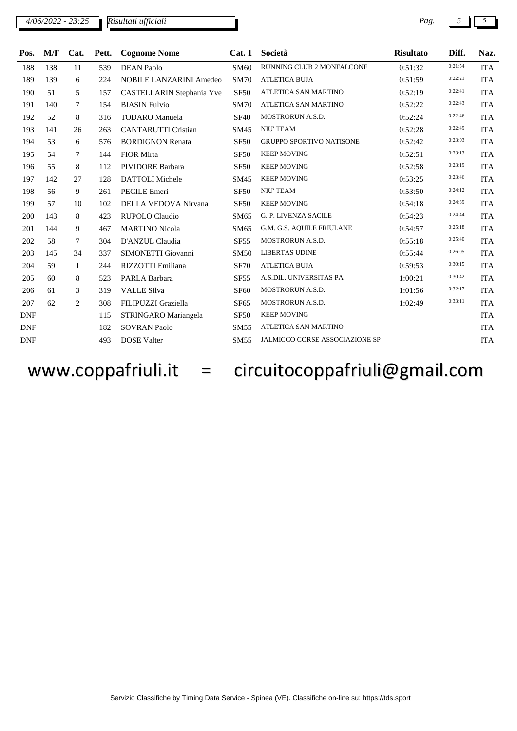| Pos. | M/F | Cat. | Pett. | Cognome Nome | Cat. 1 | Società | Risultato | Diff. | Naz. |
|---|---|---|---|---|---|---|---|---|---|
| 188 | 138 | 11 | 539 | DEAN Paolo | SM60 | RUNNING CLUB 2 MONFALCONE | 0:51:32 | 0:21:54 | ITA |
| 189 | 139 | 6 | 224 | NOBILE LANZARINI Amedeo | SM70 | ATLETICA BUJA | 0:51:59 | 0:22:21 | ITA |
| 190 | 51 | 5 | 157 | CASTELLARIN Stephania Yve | SF50 | ATLETICA SAN MARTINO | 0:52:19 | 0:22:41 | ITA |
| 191 | 140 | 7 | 154 | BIASIN Fulvio | SM70 | ATLETICA SAN MARTINO | 0:52:22 | 0:22:43 | ITA |
| 192 | 52 | 8 | 316 | TODARO Manuela | SF40 | MOSTRORUN A.S.D. | 0:52:24 | 0:22:46 | ITA |
| 193 | 141 | 26 | 263 | CANTARUTTI Cristian | SM45 | NIU' TEAM | 0:52:28 | 0:22:49 | ITA |
| 194 | 53 | 6 | 576 | BORDIGNON Renata | SF50 | GRUPPO SPORTIVO NATISONE | 0:52:42 | 0:23:03 | ITA |
| 195 | 54 | 7 | 144 | FIOR Mirta | SF50 | KEEP MOVING | 0:52:51 | 0:23:13 | ITA |
| 196 | 55 | 8 | 112 | PIVIDORE Barbara | SF50 | KEEP MOVING | 0:52:58 | 0:23:19 | ITA |
| 197 | 142 | 27 | 128 | DATTOLI Michele | SM45 | KEEP MOVING | 0:53:25 | 0:23:46 | ITA |
| 198 | 56 | 9 | 261 | PECILE Emeri | SF50 | NIU' TEAM | 0:53:50 | 0:24:12 | ITA |
| 199 | 57 | 10 | 102 | DELLA VEDOVA Nirvana | SF50 | KEEP MOVING | 0:54:18 | 0:24:39 | ITA |
| 200 | 143 | 8 | 423 | RUPOLO Claudio | SM65 | G. P. LIVENZA SACILE | 0:54:23 | 0:24:44 | ITA |
| 201 | 144 | 9 | 467 | MARTINO Nicola | SM65 | G.M. G.S. AQUILE FRIULANE | 0:54:57 | 0:25:18 | ITA |
| 202 | 58 | 7 | 304 | D'ANZUL Claudia | SF55 | MOSTRORUN A.S.D. | 0:55:18 | 0:25:40 | ITA |
| 203 | 145 | 34 | 337 | SIMONETTI Giovanni | SM50 | LIBERTAS UDINE | 0:55:44 | 0:26:05 | ITA |
| 204 | 59 | 1 | 244 | RIZZOTTI Emiliana | SF70 | ATLETICA BUJA | 0:59:53 | 0:30:15 | ITA |
| 205 | 60 | 8 | 523 | PARLA Barbara | SF55 | A.S.DIL. UNIVERSITAS PA | 1:00:21 | 0:30:42 | ITA |
| 206 | 61 | 3 | 319 | VALLE Silva | SF60 | MOSTRORUN A.S.D. | 1:01:56 | 0:32:17 | ITA |
| 207 | 62 | 2 | 308 | FILIPUZZI Graziella | SF65 | MOSTRORUN A.S.D. | 1:02:49 | 0:33:11 | ITA |
| DNF | | | 115 | STRINGARO Mariangela | SF50 | KEEP MOVING | | | ITA |
| DNF | | | 182 | SOVRAN Paolo | SM55 | ATLETICA SAN MARTINO | | | ITA |
| DNF | | | 493 | DOSE Valter | SM55 | JALMICCO CORSE ASSOCIAZIONE SP | | | ITA |

www.coppafriuli.it = circuitocoppafriuli@gmail.com